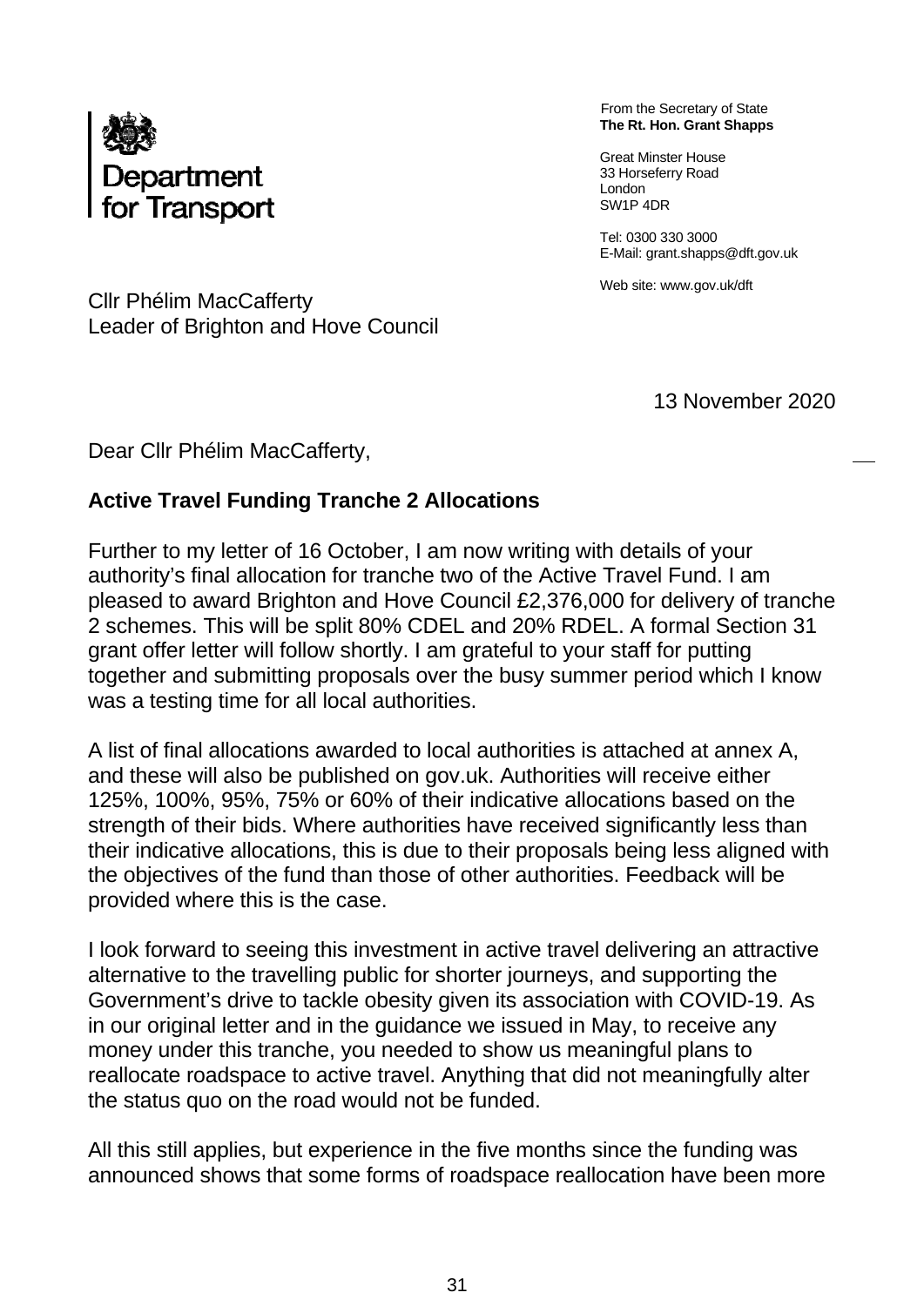Department for Transport

From the Secretary of State
**The Rt. Hon. Grant Shapps**

Great Minster House
33 Horseferry Road
London
SW1P 4DR

Tel: 0300 330 3000
E-Mail: grant.shapps@dft.gov.uk

Web site: www.gov.uk/dft

Cllr Phélim MacCafferty
Leader of Brighton and Hove Council

13 November 2020

Dear Cllr Phélim MacCafferty,

**Active Travel Funding Tranche 2 Allocations**

Further to my letter of 16 October, I am now writing with details of your authority's final allocation for tranche two of the Active Travel Fund. I am pleased to award Brighton and Hove Council £2,376,000 for delivery of tranche 2 schemes. This will be split 80% CDEL and 20% RDEL. A formal Section 31 grant offer letter will follow shortly. I am grateful to your staff for putting together and submitting proposals over the busy summer period which I know was a testing time for all local authorities.

A list of final allocations awarded to local authorities is attached at annex A, and these will also be published on gov.uk. Authorities will receive either 125%, 100%, 95%, 75% or 60% of their indicative allocations based on the strength of their bids. Where authorities have received significantly less than their indicative allocations, this is due to their proposals being less aligned with the objectives of the fund than those of other authorities. Feedback will be provided where this is the case.

I look forward to seeing this investment in active travel delivering an attractive alternative to the travelling public for shorter journeys, and supporting the Government's drive to tackle obesity given its association with COVID-19. As in our original letter and in the guidance we issued in May, to receive any money under this tranche, you needed to show us meaningful plans to reallocate roadspace to active travel. Anything that did not meaningfully alter the status quo on the road would not be funded.

All this still applies, but experience in the five months since the funding was announced shows that some forms of roadspace reallocation have been more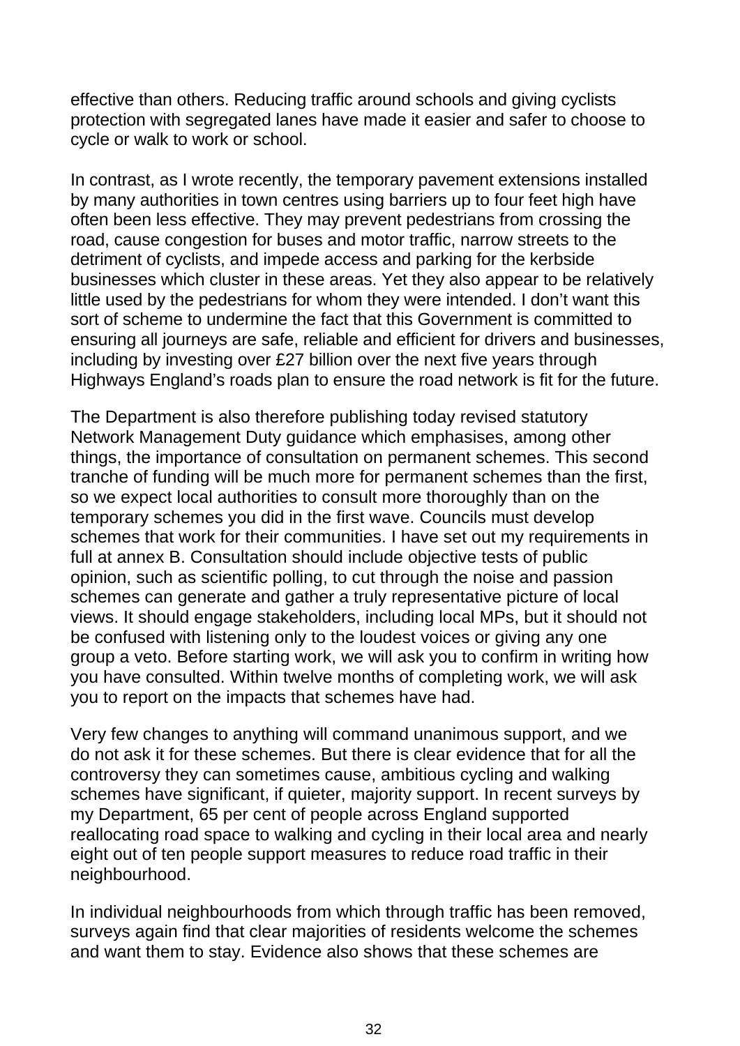effective than others. Reducing traffic around schools and giving cyclists protection with segregated lanes have made it easier and safer to choose to cycle or walk to work or school.

In contrast, as I wrote recently, the temporary pavement extensions installed by many authorities in town centres using barriers up to four feet high have often been less effective. They may prevent pedestrians from crossing the road, cause congestion for buses and motor traffic, narrow streets to the detriment of cyclists, and impede access and parking for the kerbside businesses which cluster in these areas. Yet they also appear to be relatively little used by the pedestrians for whom they were intended. I don't want this sort of scheme to undermine the fact that this Government is committed to ensuring all journeys are safe, reliable and efficient for drivers and businesses, including by investing over £27 billion over the next five years through Highways England's roads plan to ensure the road network is fit for the future.

The Department is also therefore publishing today revised statutory Network Management Duty guidance which emphasises, among other things, the importance of consultation on permanent schemes. This second tranche of funding will be much more for permanent schemes than the first, so we expect local authorities to consult more thoroughly than on the temporary schemes you did in the first wave. Councils must develop schemes that work for their communities. I have set out my requirements in full at annex B. Consultation should include objective tests of public opinion, such as scientific polling, to cut through the noise and passion schemes can generate and gather a truly representative picture of local views. It should engage stakeholders, including local MPs, but it should not be confused with listening only to the loudest voices or giving any one group a veto. Before starting work, we will ask you to confirm in writing how you have consulted. Within twelve months of completing work, we will ask you to report on the impacts that schemes have had.

Very few changes to anything will command unanimous support, and we do not ask it for these schemes. But there is clear evidence that for all the controversy they can sometimes cause, ambitious cycling and walking schemes have significant, if quieter, majority support. In recent surveys by my Department, 65 per cent of people across England supported reallocating road space to walking and cycling in their local area and nearly eight out of ten people support measures to reduce road traffic in their neighbourhood.

In individual neighbourhoods from which through traffic has been removed, surveys again find that clear majorities of residents welcome the schemes and want them to stay. Evidence also shows that these schemes are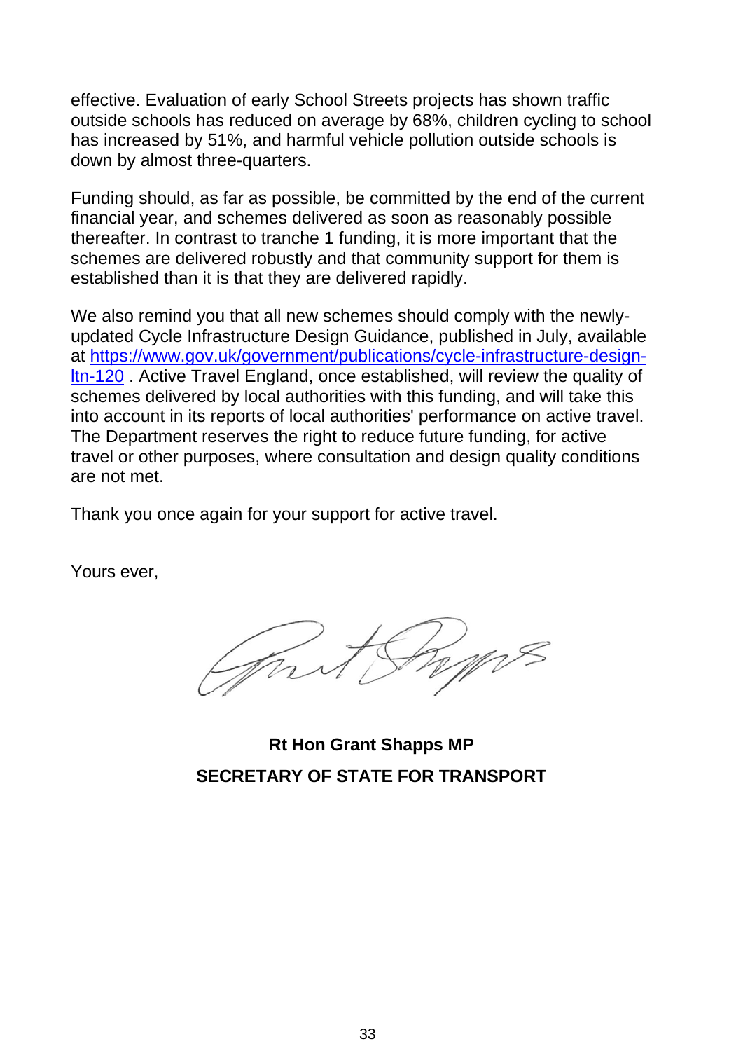effective. Evaluation of early School Streets projects has shown traffic outside schools has reduced on average by 68%, children cycling to school has increased by 51%, and harmful vehicle pollution outside schools is down by almost three-quarters.

Funding should, as far as possible, be committed by the end of the current financial year, and schemes delivered as soon as reasonably possible thereafter. In contrast to tranche 1 funding, it is more important that the schemes are delivered robustly and that community support for them is established than it is that they are delivered rapidly.

We also remind you that all new schemes should comply with the newly-updated Cycle Infrastructure Design Guidance, published in July, available at [https://www.gov.uk/government/publications/cycle-infrastructure-design-ltn-120](https://www.gov.uk/government/publications/cycle-infrastructure-design-ltn-120) . Active Travel England, once established, will review the quality of schemes delivered by local authorities with this funding, and will take this into account in its reports of local authorities' performance on active travel. The Department reserves the right to reduce future funding, for active travel or other purposes, where consultation and design quality conditions are not met.

Thank you once again for your support for active travel.

Yours ever,

**Rt Hon Grant Shapps MP**

**SECRETARY OF STATE FOR TRANSPORT**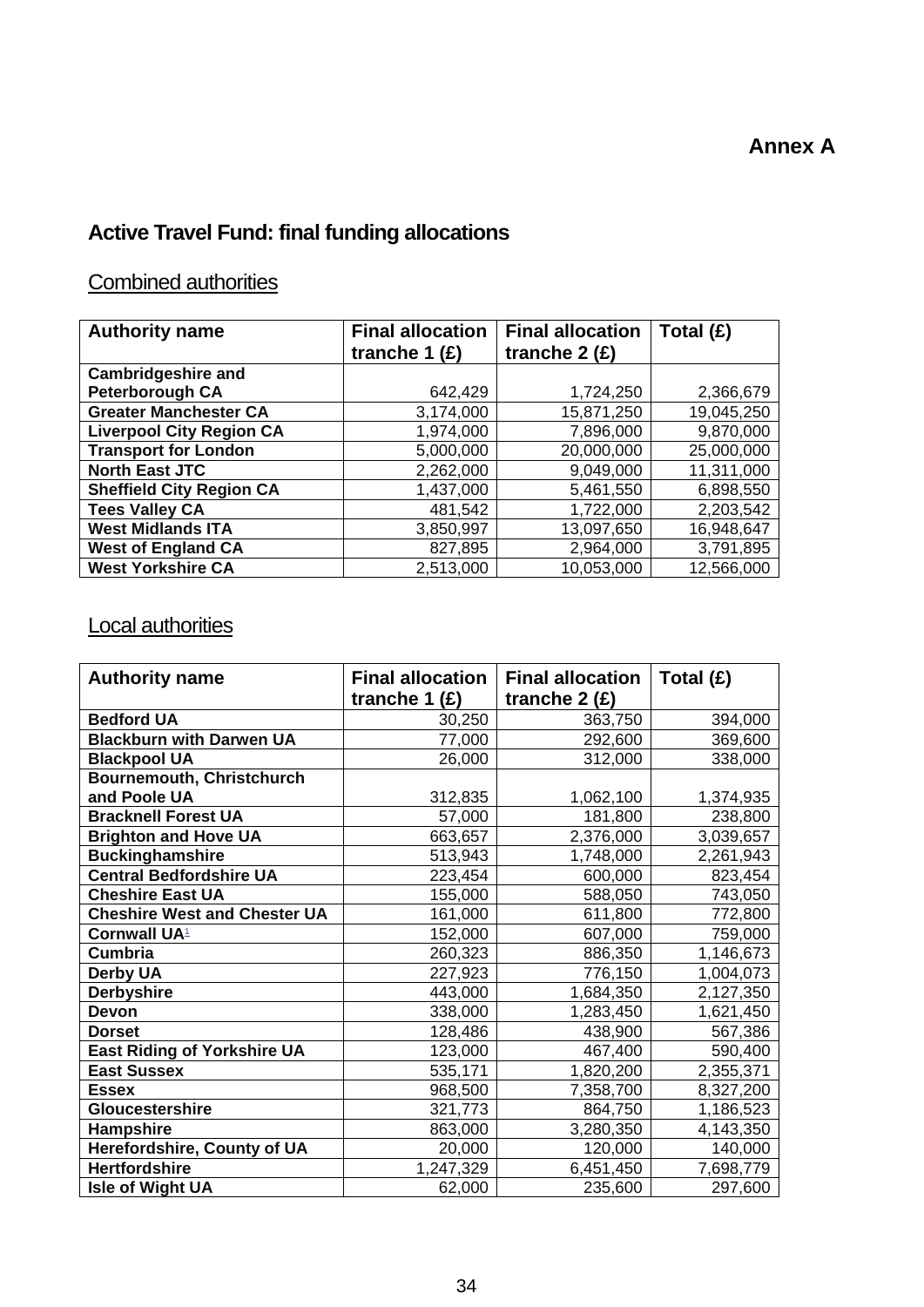**Annex A**

## Active Travel Fund: final funding allocations

### Combined authorities

| Authority name | Final allocation tranche 1 (£) | Final allocation tranche 2 (£) | Total (£) |
|---|---|---|---|
| **Cambridgeshire and Peterborough CA** | 642,429 | 1,724,250 | 2,366,679 |
| **Greater Manchester CA** | 3,174,000 | 15,871,250 | 19,045,250 |
| **Liverpool City Region CA** | 1,974,000 | 7,896,000 | 9,870,000 |
| **Transport for London** | 5,000,000 | 20,000,000 | 25,000,000 |
| **North East JTC** | 2,262,000 | 9,049,000 | 11,311,000 |
| **Sheffield City Region CA** | 1,437,000 | 5,461,550 | 6,898,550 |
| **Tees Valley CA** | 481,542 | 1,722,000 | 2,203,542 |
| **West Midlands ITA** | 3,850,997 | 13,097,650 | 16,948,647 |
| **West of England CA** | 827,895 | 2,964,000 | 3,791,895 |
| **West Yorkshire CA** | 2,513,000 | 10,053,000 | 12,566,000 |

### Local authorities

| Authority name | Final allocation tranche 1 (£) | Final allocation tranche 2 (£) | Total (£) |
|---|---|---|---|
| **Bedford UA** | 30,250 | 363,750 | 394,000 |
| **Blackburn with Darwen UA** | 77,000 | 292,600 | 369,600 |
| **Blackpool UA** | 26,000 | 312,000 | 338,000 |
| **Bournemouth, Christchurch and Poole UA** | 312,835 | 1,062,100 | 1,374,935 |
| **Bracknell Forest UA** | 57,000 | 181,800 | 238,800 |
| **Brighton and Hove UA** | 663,657 | 2,376,000 | 3,039,657 |
| **Buckinghamshire** | 513,943 | 1,748,000 | 2,261,943 |
| **Central Bedfordshire UA** | 223,454 | 600,000 | 823,454 |
| **Cheshire East UA** | 155,000 | 588,050 | 743,050 |
| **Cheshire West and Chester UA** | 161,000 | 611,800 | 772,800 |
| **Cornwall UA**[1] | 152,000 | 607,000 | 759,000 |
| **Cumbria** | 260,323 | 886,350 | 1,146,673 |
| **Derby UA** | 227,923 | 776,150 | 1,004,073 |
| **Derbyshire** | 443,000 | 1,684,350 | 2,127,350 |
| **Devon** | 338,000 | 1,283,450 | 1,621,450 |
| **Dorset** | 128,486 | 438,900 | 567,386 |
| **East Riding of Yorkshire UA** | 123,000 | 467,400 | 590,400 |
| **East Sussex** | 535,171 | 1,820,200 | 2,355,371 |
| **Essex** | 968,500 | 7,358,700 | 8,327,200 |
| **Gloucestershire** | 321,773 | 864,750 | 1,186,523 |
| **Hampshire** | 863,000 | 3,280,350 | 4,143,350 |
| **Herefordshire, County of UA** | 20,000 | 120,000 | 140,000 |
| **Hertfordshire** | 1,247,329 | 6,451,450 | 7,698,779 |
| **Isle of Wight UA** | 62,000 | 235,600 | 297,600 |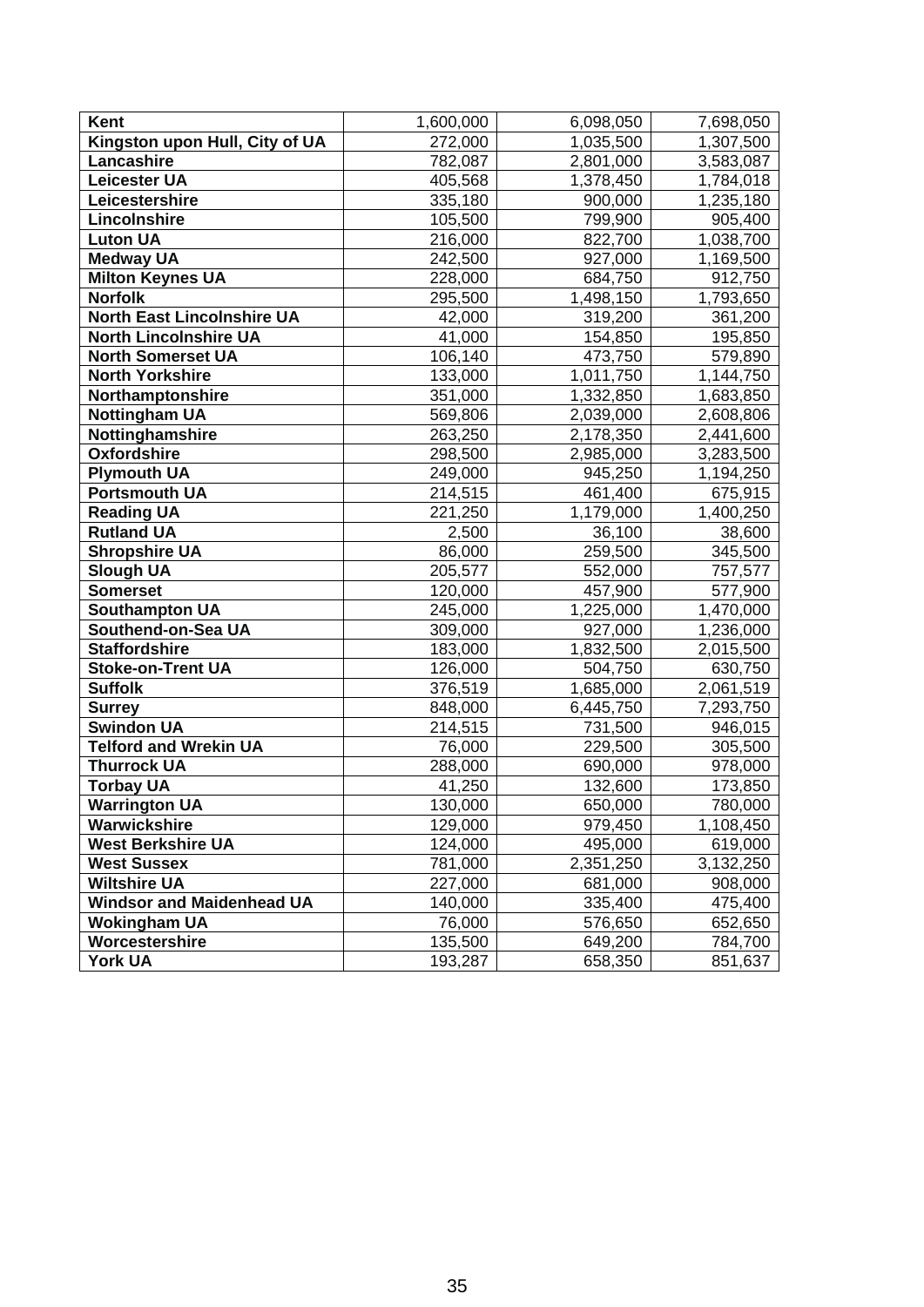| Kent | 1,600,000 | 6,098,050 | 7,698,050 |
|---|---|---|---|
| Kingston upon Hull, City of UA | 272,000 | 1,035,500 | 1,307,500 |
| Lancashire | 782,087 | 2,801,000 | 3,583,087 |
| Leicester UA | 405,568 | 1,378,450 | 1,784,018 |
| Leicestershire | 335,180 | 900,000 | 1,235,180 |
| Lincolnshire | 105,500 | 799,900 | 905,400 |
| Luton UA | 216,000 | 822,700 | 1,038,700 |
| Medway UA | 242,500 | 927,000 | 1,169,500 |
| Milton Keynes UA | 228,000 | 684,750 | 912,750 |
| Norfolk | 295,500 | 1,498,150 | 1,793,650 |
| North East Lincolnshire UA | 42,000 | 319,200 | 361,200 |
| North Lincolnshire UA | 41,000 | 154,850 | 195,850 |
| North Somerset UA | 106,140 | 473,750 | 579,890 |
| North Yorkshire | 133,000 | 1,011,750 | 1,144,750 |
| Northamptonshire | 351,000 | 1,332,850 | 1,683,850 |
| Nottingham UA | 569,806 | 2,039,000 | 2,608,806 |
| Nottinghamshire | 263,250 | 2,178,350 | 2,441,600 |
| Oxfordshire | 298,500 | 2,985,000 | 3,283,500 |
| Plymouth UA | 249,000 | 945,250 | 1,194,250 |
| Portsmouth UA | 214,515 | 461,400 | 675,915 |
| Reading UA | 221,250 | 1,179,000 | 1,400,250 |
| Rutland UA | 2,500 | 36,100 | 38,600 |
| Shropshire UA | 86,000 | 259,500 | 345,500 |
| Slough UA | 205,577 | 552,000 | 757,577 |
| Somerset | 120,000 | 457,900 | 577,900 |
| Southampton UA | 245,000 | 1,225,000 | 1,470,000 |
| Southend-on-Sea UA | 309,000 | 927,000 | 1,236,000 |
| Staffordshire | 183,000 | 1,832,500 | 2,015,500 |
| Stoke-on-Trent UA | 126,000 | 504,750 | 630,750 |
| Suffolk | 376,519 | 1,685,000 | 2,061,519 |
| Surrey | 848,000 | 6,445,750 | 7,293,750 |
| Swindon UA | 214,515 | 731,500 | 946,015 |
| Telford and Wrekin UA | 76,000 | 229,500 | 305,500 |
| Thurrock UA | 288,000 | 690,000 | 978,000 |
| Torbay UA | 41,250 | 132,600 | 173,850 |
| Warrington UA | 130,000 | 650,000 | 780,000 |
| Warwickshire | 129,000 | 979,450 | 1,108,450 |
| West Berkshire UA | 124,000 | 495,000 | 619,000 |
| West Sussex | 781,000 | 2,351,250 | 3,132,250 |
| Wiltshire UA | 227,000 | 681,000 | 908,000 |
| Windsor and Maidenhead UA | 140,000 | 335,400 | 475,400 |
| Wokingham UA | 76,000 | 576,650 | 652,650 |
| Worcestershire | 135,500 | 649,200 | 784,700 |
| York UA | 193,287 | 658,350 | 851,637 |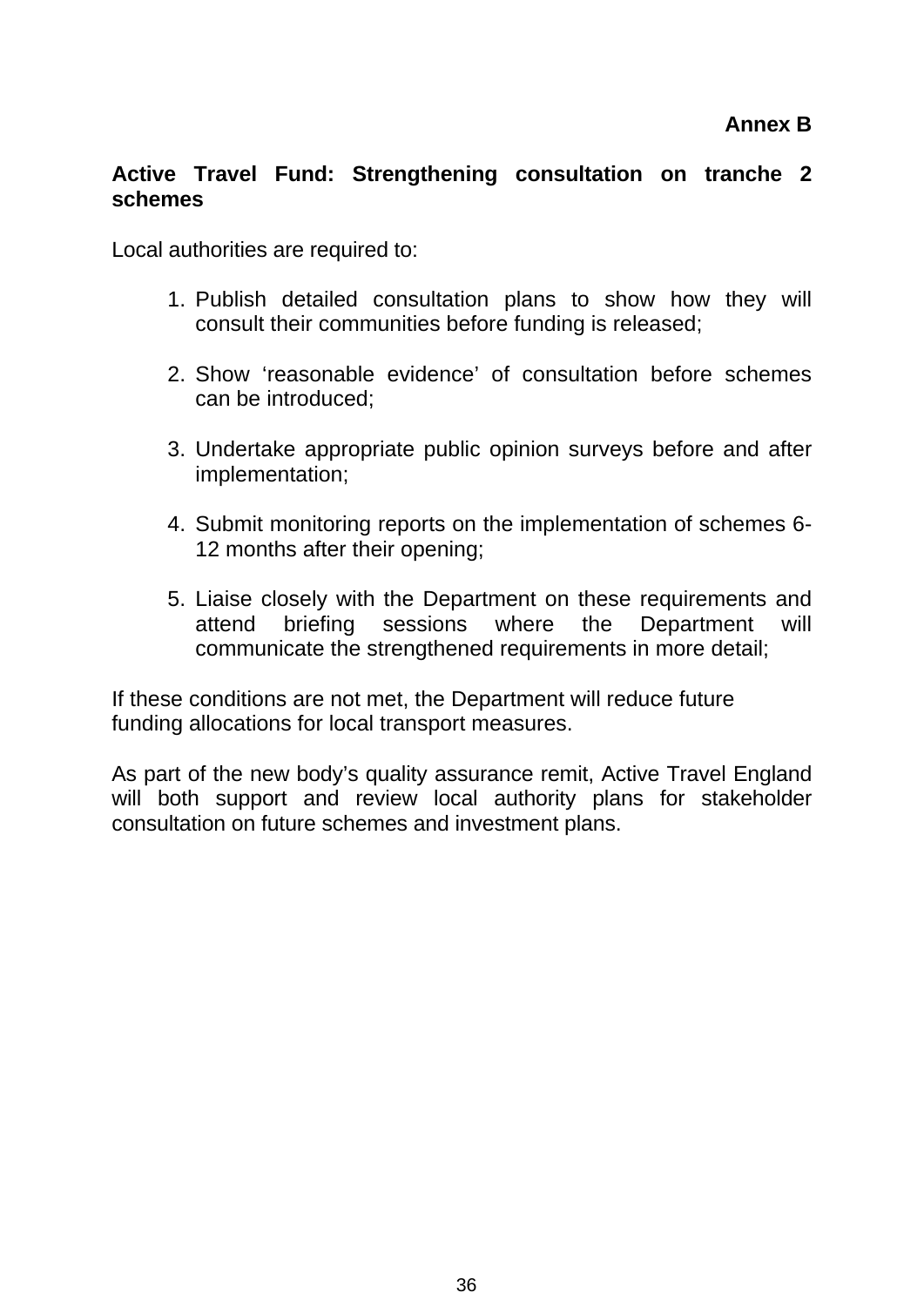**Annex B**

## Active Travel Fund: Strengthening consultation on tranche 2 schemes

Local authorities are required to:

1. Publish detailed consultation plans to show how they will consult their communities before funding is released;

2. Show 'reasonable evidence' of consultation before schemes can be introduced;

3. Undertake appropriate public opinion surveys before and after implementation;

4. Submit monitoring reports on the implementation of schemes 6-12 months after their opening;

5. Liaise closely with the Department on these requirements and attend briefing sessions where the Department will communicate the strengthened requirements in more detail;

If these conditions are not met, the Department will reduce future funding allocations for local transport measures.

As part of the new body's quality assurance remit, Active Travel England will both support and review local authority plans for stakeholder consultation on future schemes and investment plans.